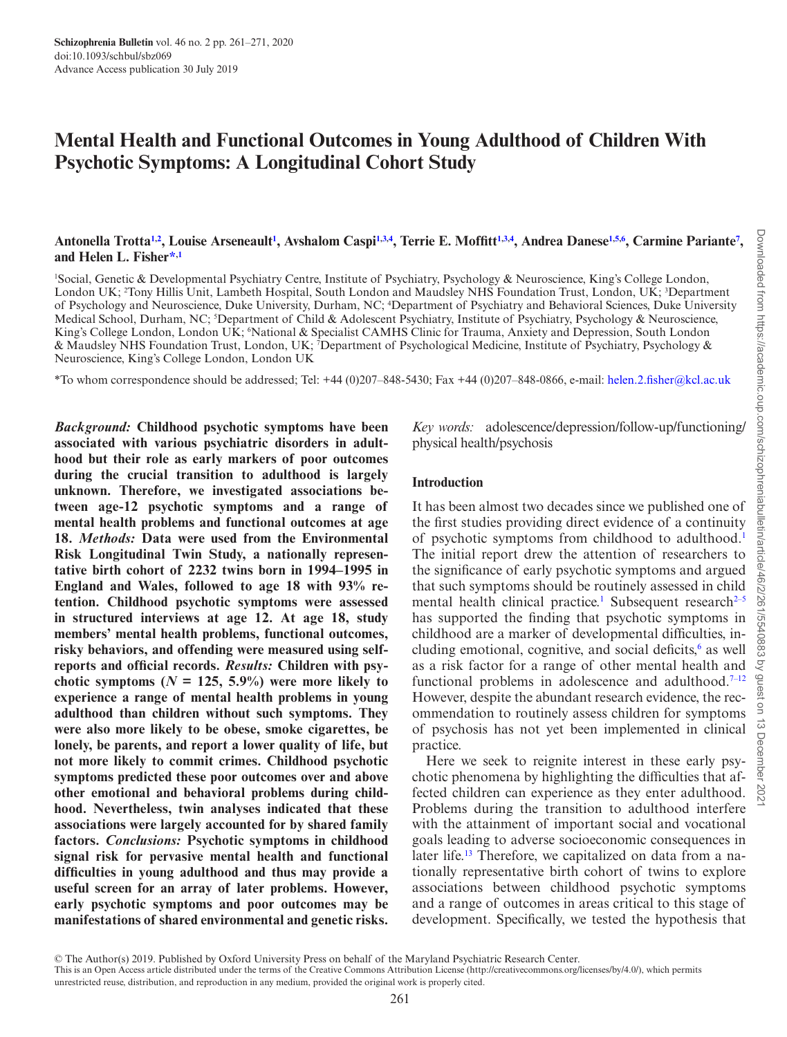# Mental Health and Functional Outcomes in Young Adulthood of Children With Psychotic Symptoms: A Longitudinal Cohort Study

**Antonella Trotta[1,2], Louise Arseneault[1], Avshalom Caspi[1,3,4], Terrie E. Moffitt[1,3,4], Andrea Danese[1,5,6], Carmine Pariante[7], and Helen L. Fisher*[,1]**

[1]Social, Genetic & Developmental Psychiatry Centre, Institute of Psychiatry, Psychology & Neuroscience, King's College London, London UK; [2]Tony Hillis Unit, Lambeth Hospital, South London and Maudsley NHS Foundation Trust, London, UK; [3]Department of Psychology and Neuroscience, Duke University, Durham, NC; [4]Department of Psychiatry and Behavioral Sciences, Duke University Medical School, Durham, NC; [5]Department of Child & Adolescent Psychiatry, Institute of Psychiatry, Psychology & Neuroscience, King's College London, London UK; [6]National & Specialist CAMHS Clinic for Trauma, Anxiety and Depression, South London & Maudsley NHS Foundation Trust, London, UK; [7]Department of Psychological Medicine, Institute of Psychiatry, Psychology & Neuroscience, King's College London, London UK

*To whom correspondence should be addressed; Tel: +44 (0)207–848-5430; Fax +44 (0)207–848-0866, e-mail: helen.2.fisher@kcl.ac.uk

***Background:*** **Childhood psychotic symptoms have been associated with various psychiatric disorders in adulthood but their role as early markers of poor outcomes during the crucial transition to adulthood is largely unknown. Therefore, we investigated associations between age-12 psychotic symptoms and a range of mental health problems and functional outcomes at age 18.** ***Methods:*** **Data were used from the Environmental Risk Longitudinal Twin Study, a nationally representative birth cohort of 2232 twins born in 1994–1995 in England and Wales, followed to age 18 with 93% retention. Childhood psychotic symptoms were assessed in structured interviews at age 12. At age 18, study members' mental health problems, functional outcomes, risky behaviors, and offending were measured using self-reports and official records.** ***Results:*** **Children with psychotic symptoms ($N$ = 125, 5.9%) were more likely to experience a range of mental health problems in young adulthood than children without such symptoms. They were also more likely to be obese, smoke cigarettes, be lonely, be parents, and report a lower quality of life, but not more likely to commit crimes. Childhood psychotic symptoms predicted these poor outcomes over and above other emotional and behavioral problems during childhood. Nevertheless, twin analyses indicated that these associations were largely accounted for by shared family factors.** ***Conclusions:*** **Psychotic symptoms in childhood signal risk for pervasive mental health and functional difficulties in young adulthood and thus may provide a useful screen for an array of later problems. However, early psychotic symptoms and poor outcomes may be manifestations of shared environmental and genetic risks.**

*Key words:* adolescence/depression/follow-up/functioning/physical health/psychosis

## Introduction

It has been almost two decades since we published one of the first studies providing direct evidence of a continuity of psychotic symptoms from childhood to adulthood.[1] The initial report drew the attention of researchers to the significance of early psychotic symptoms and argued that such symptoms should be routinely assessed in child mental health clinical practice.[1] Subsequent research[2–5] has supported the finding that psychotic symptoms in childhood are a marker of developmental difficulties, including emotional, cognitive, and social deficits,[6] as well as a risk factor for a range of other mental health and functional problems in adolescence and adulthood.[7–12] However, despite the abundant research evidence, the recommendation to routinely assess children for symptoms of psychosis has not yet been implemented in clinical practice.

Here we seek to reignite interest in these early psychotic phenomena by highlighting the difficulties that affected children can experience as they enter adulthood. Problems during the transition to adulthood interfere with the attainment of important social and vocational goals leading to adverse socioeconomic consequences in later life.[13] Therefore, we capitalized on data from a nationally representative birth cohort of twins to explore associations between childhood psychotic symptoms and a range of outcomes in areas critical to this stage of development. Specifically, we tested the hypothesis that

© The Author(s) 2019. Published by Oxford University Press on behalf of the Maryland Psychiatric Research Center.
This is an Open Access article distributed under the terms of the Creative Commons Attribution License (http://creativecommons.org/licenses/by/4.0/), which permits unrestricted reuse, distribution, and reproduction in any medium, provided the original work is properly cited.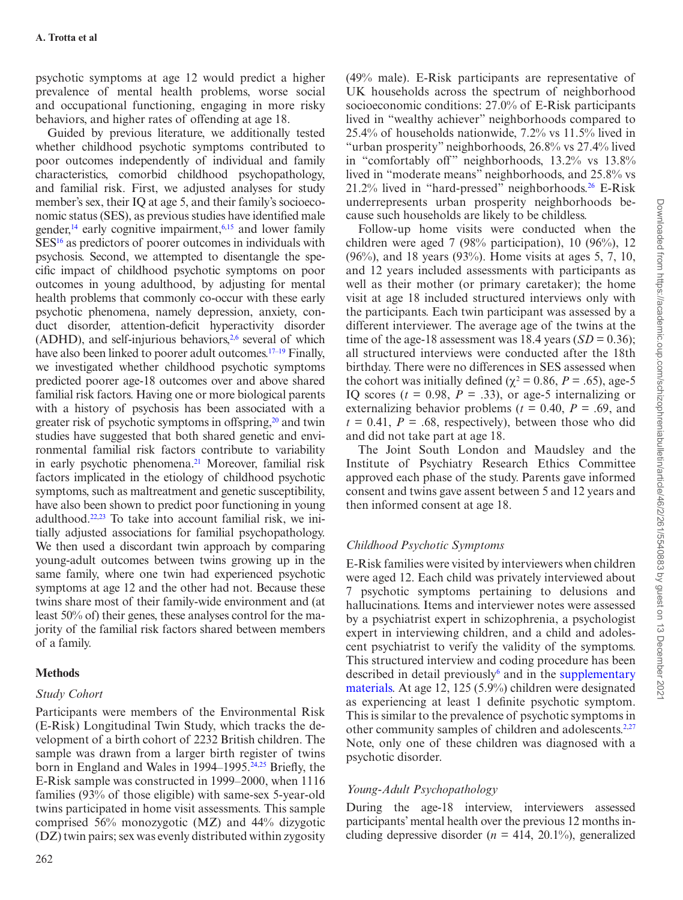psychotic symptoms at age 12 would predict a higher prevalence of mental health problems, worse social and occupational functioning, engaging in more risky behaviors, and higher rates of offending at age 18.

Guided by previous literature, we additionally tested whether childhood psychotic symptoms contributed to poor outcomes independently of individual and family characteristics, comorbid childhood psychopathology, and familial risk. First, we adjusted analyses for study member's sex, their IQ at age 5, and their family's socioeconomic status (SES), as previous studies have identified male gender,[14] early cognitive impairment,[6,15] and lower family SES[16] as predictors of poorer outcomes in individuals with psychosis. Second, we attempted to disentangle the specific impact of childhood psychotic symptoms on poor outcomes in young adulthood, by adjusting for mental health problems that commonly co-occur with these early psychotic phenomena, namely depression, anxiety, conduct disorder, attention-deficit hyperactivity disorder (ADHD), and self-injurious behaviors,[2,6] several of which have also been linked to poorer adult outcomes.[17–19] Finally, we investigated whether childhood psychotic symptoms predicted poorer age-18 outcomes over and above shared familial risk factors. Having one or more biological parents with a history of psychosis has been associated with a greater risk of psychotic symptoms in offspring,[20] and twin studies have suggested that both shared genetic and environmental familial risk factors contribute to variability in early psychotic phenomena.[21] Moreover, familial risk factors implicated in the etiology of childhood psychotic symptoms, such as maltreatment and genetic susceptibility, have also been shown to predict poor functioning in young adulthood.[22,23] To take into account familial risk, we initially adjusted associations for familial psychopathology. We then used a discordant twin approach by comparing young-adult outcomes between twins growing up in the same family, where one twin had experienced psychotic symptoms at age 12 and the other had not. Because these twins share most of their family-wide environment and (at least 50% of) their genes, these analyses control for the majority of the familial risk factors shared between members of a family.

## Methods

### *Study Cohort*

Participants were members of the Environmental Risk (E-Risk) Longitudinal Twin Study, which tracks the development of a birth cohort of 2232 British children. The sample was drawn from a larger birth register of twins born in England and Wales in 1994–1995.[24,25] Briefly, the E-Risk sample was constructed in 1999–2000, when 1116 families (93% of those eligible) with same-sex 5-year-old twins participated in home visit assessments. This sample comprised 56% monozygotic (MZ) and 44% dizygotic (DZ) twin pairs; sex was evenly distributed within zygosity (49% male). E-Risk participants are representative of UK households across the spectrum of neighborhood socioeconomic conditions: 27.0% of E-Risk participants lived in "wealthy achiever" neighborhoods compared to 25.4% of households nationwide, 7.2% vs 11.5% lived in "urban prosperity" neighborhoods, 26.8% vs 27.4% lived in "comfortably off" neighborhoods, 13.2% vs 13.8% lived in "moderate means" neighborhoods, and 25.8% vs 21.2% lived in "hard-pressed" neighborhoods.[26] E-Risk underrepresents urban prosperity neighborhoods because such households are likely to be childless.

Follow-up home visits were conducted when the children were aged 7 (98% participation), 10 (96%), 12 (96%), and 18 years (93%). Home visits at ages 5, 7, 10, and 12 years included assessments with participants as well as their mother (or primary caretaker); the home visit at age 18 included structured interviews only with the participants. Each twin participant was assessed by a different interviewer. The average age of the twins at the time of the age-18 assessment was 18.4 years ($SD$ = 0.36); all structured interviews were conducted after the 18th birthday. There were no differences in SES assessed when the cohort was initially defined ($\chi^2$ = 0.86, $P$ = .65), age-5 IQ scores ($t$ = 0.98, $P$ = .33), or age-5 internalizing or externalizing behavior problems ($t$ = 0.40, $P$ = .69, and $t$ = 0.41, $P$ = .68, respectively), between those who did and did not take part at age 18.

The Joint South London and Maudsley and the Institute of Psychiatry Research Ethics Committee approved each phase of the study. Parents gave informed consent and twins gave assent between 5 and 12 years and then informed consent at age 18.

### *Childhood Psychotic Symptoms*

E-Risk families were visited by interviewers when children were aged 12. Each child was privately interviewed about 7 psychotic symptoms pertaining to delusions and hallucinations. Items and interviewer notes were assessed by a psychiatrist expert in schizophrenia, a psychologist expert in interviewing children, and a child and adolescent psychiatrist to verify the validity of the symptoms. This structured interview and coding procedure has been described in detail previously[6] and in the supplementary materials. At age 12, 125 (5.9%) children were designated as experiencing at least 1 definite psychotic symptom. This is similar to the prevalence of psychotic symptoms in other community samples of children and adolescents.[2,27] Note, only one of these children was diagnosed with a psychotic disorder.

### *Young-Adult Psychopathology*

During the age-18 interview, interviewers assessed participants' mental health over the previous 12 months including depressive disorder ($n$ = 414, 20.1%), generalized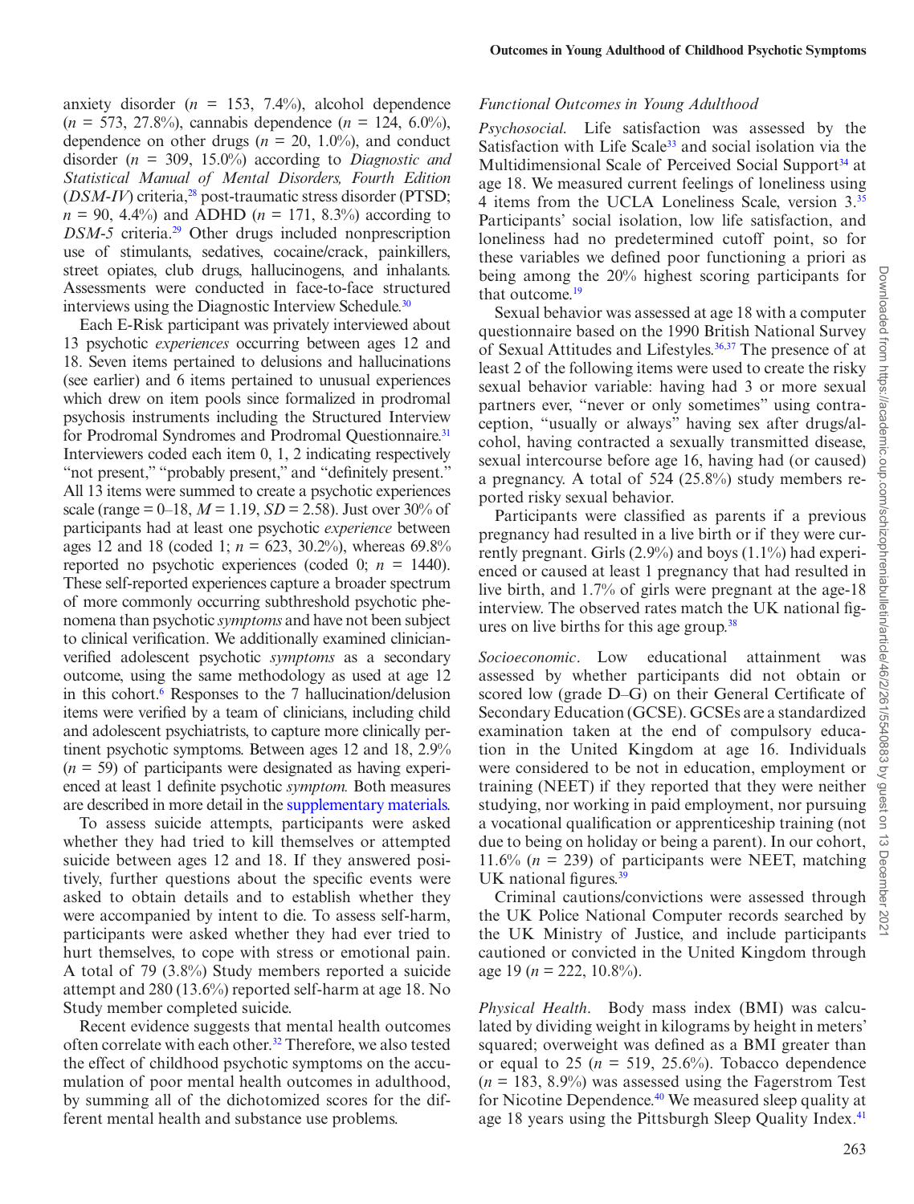anxiety disorder ($n$ = 153, 7.4%), alcohol dependence ($n$ = 573, 27.8%), cannabis dependence ($n$ = 124, 6.0%), dependence on other drugs ($n$ = 20, 1.0%), and conduct disorder ($n$ = 309, 15.0%) according to *Diagnostic and Statistical Manual of Mental Disorders, Fourth Edition* (*DSM-IV*) criteria,[28] post-traumatic stress disorder (PTSD; $n$ = 90, 4.4%) and ADHD ($n$ = 171, 8.3%) according to *DSM-5* criteria.[29] Other drugs included nonprescription use of stimulants, sedatives, cocaine/crack, painkillers, street opiates, club drugs, hallucinogens, and inhalants. Assessments were conducted in face-to-face structured interviews using the Diagnostic Interview Schedule.[30]

Each E-Risk participant was privately interviewed about 13 psychotic *experiences* occurring between ages 12 and 18. Seven items pertained to delusions and hallucinations (see earlier) and 6 items pertained to unusual experiences which drew on item pools since formalized in prodromal psychosis instruments including the Structured Interview for Prodromal Syndromes and Prodromal Questionnaire.[31] Interviewers coded each item 0, 1, 2 indicating respectively "not present," "probably present," and "definitely present." All 13 items were summed to create a psychotic experiences scale (range = 0–18, $M$ = 1.19, $SD$ = 2.58). Just over 30% of participants had at least one psychotic *experience* between ages 12 and 18 (coded 1; $n$ = 623, 30.2%), whereas 69.8% reported no psychotic experiences (coded 0; $n$ = 1440). These self-reported experiences capture a broader spectrum of more commonly occurring subthreshold psychotic phenomena than psychotic *symptoms* and have not been subject to clinical verification. We additionally examined clinician-verified adolescent psychotic *symptoms* as a secondary outcome, using the same methodology as used at age 12 in this cohort.[6] Responses to the 7 hallucination/delusion items were verified by a team of clinicians, including child and adolescent psychiatrists, to capture more clinically pertinent psychotic symptoms. Between ages 12 and 18, 2.9% ($n$ = 59) of participants were designated as having experienced at least 1 definite psychotic *symptom.* Both measures are described in more detail in the supplementary materials.

To assess suicide attempts, participants were asked whether they had tried to kill themselves or attempted suicide between ages 12 and 18. If they answered positively, further questions about the specific events were asked to obtain details and to establish whether they were accompanied by intent to die. To assess self-harm, participants were asked whether they had ever tried to hurt themselves, to cope with stress or emotional pain. A total of 79 (3.8%) Study members reported a suicide attempt and 280 (13.6%) reported self-harm at age 18. No Study member completed suicide.

Recent evidence suggests that mental health outcomes often correlate with each other.[32] Therefore, we also tested the effect of childhood psychotic symptoms on the accumulation of poor mental health outcomes in adulthood, by summing all of the dichotomized scores for the different mental health and substance use problems.

### *Functional Outcomes in Young Adulthood*

*Psychosocial.* Life satisfaction was assessed by the Satisfaction with Life Scale[33] and social isolation via the Multidimensional Scale of Perceived Social Support[34] at age 18. We measured current feelings of loneliness using 4 items from the UCLA Loneliness Scale, version 3.[35] Participants' social isolation, low life satisfaction, and loneliness had no predetermined cutoff point, so for these variables we defined poor functioning a priori as being among the 20% highest scoring participants for that outcome.[19]

Sexual behavior was assessed at age 18 with a computer questionnaire based on the 1990 British National Survey of Sexual Attitudes and Lifestyles.[36,37] The presence of at least 2 of the following items were used to create the risky sexual behavior variable: having had 3 or more sexual partners ever, "never or only sometimes" using contraception, "usually or always" having sex after drugs/alcohol, having contracted a sexually transmitted disease, sexual intercourse before age 16, having had (or caused) a pregnancy. A total of 524 (25.8%) study members reported risky sexual behavior.

Participants were classified as parents if a previous pregnancy had resulted in a live birth or if they were currently pregnant. Girls (2.9%) and boys (1.1%) had experienced or caused at least 1 pregnancy that had resulted in live birth, and 1.7% of girls were pregnant at the age-18 interview. The observed rates match the UK national figures on live births for this age group.[38]

*Socioeconomic*. Low educational attainment was assessed by whether participants did not obtain or scored low (grade D–G) on their General Certificate of Secondary Education (GCSE). GCSEs are a standardized examination taken at the end of compulsory education in the United Kingdom at age 16. Individuals were considered to be not in education, employment or training (NEET) if they reported that they were neither studying, nor working in paid employment, nor pursuing a vocational qualification or apprenticeship training (not due to being on holiday or being a parent). In our cohort, 11.6% ($n$ = 239) of participants were NEET, matching UK national figures.[39]

Criminal cautions/convictions were assessed through the UK Police National Computer records searched by the UK Ministry of Justice, and include participants cautioned or convicted in the United Kingdom through age 19 ($n$ = 222, 10.8%).

*Physical Health*. Body mass index (BMI) was calculated by dividing weight in kilograms by height in meters' squared; overweight was defined as a BMI greater than or equal to 25 ($n$ = 519, 25.6%). Tobacco dependence ($n$ = 183, 8.9%) was assessed using the Fagerstrom Test for Nicotine Dependence.[40] We measured sleep quality at age 18 years using the Pittsburgh Sleep Quality Index.[41]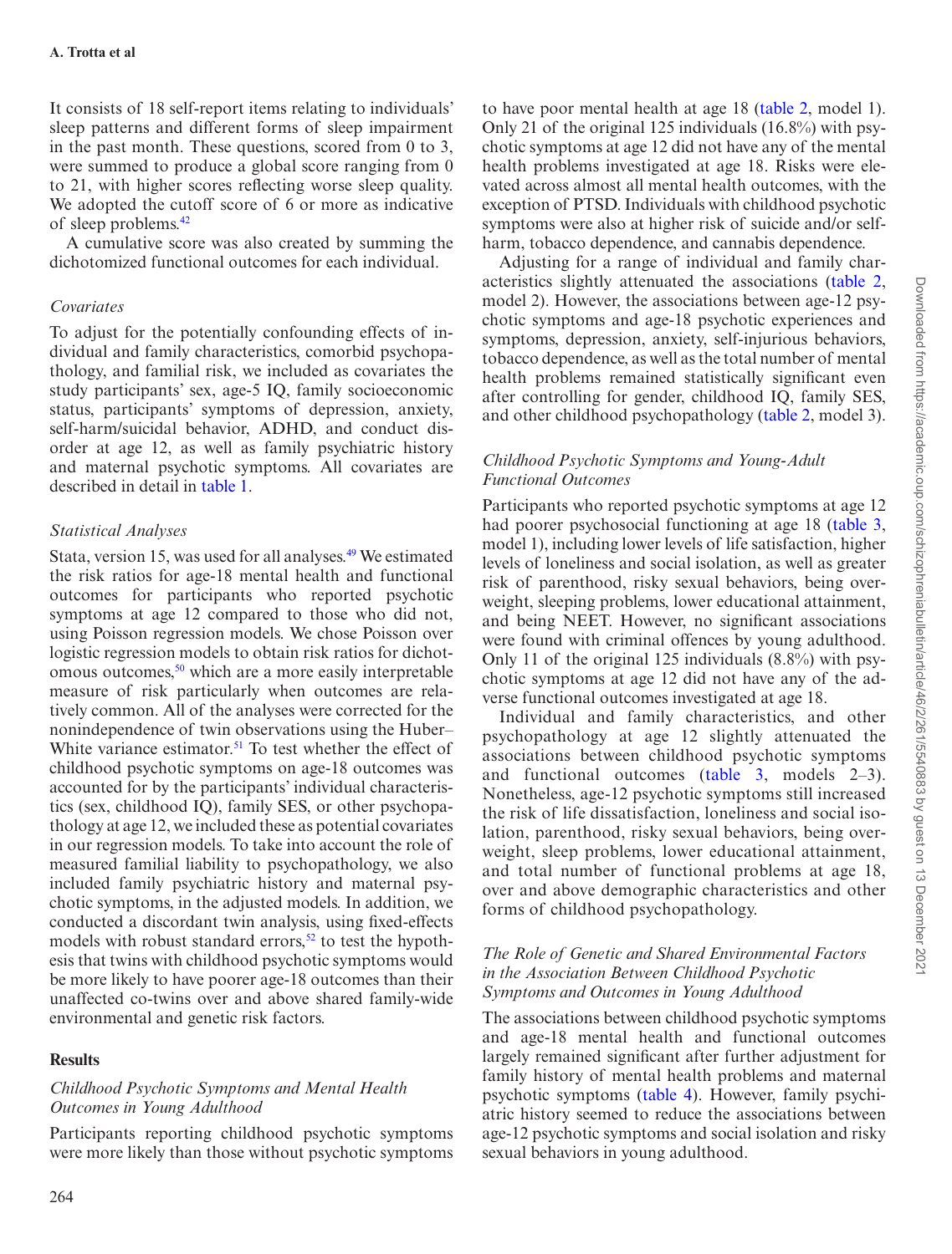It consists of 18 self-report items relating to individuals' sleep patterns and different forms of sleep impairment in the past month. These questions, scored from 0 to 3, were summed to produce a global score ranging from 0 to 21, with higher scores reflecting worse sleep quality. We adopted the cutoff score of 6 or more as indicative of sleep problems.[42]

A cumulative score was also created by summing the dichotomized functional outcomes for each individual.

### *Covariates*

To adjust for the potentially confounding effects of individual and family characteristics, comorbid psychopathology, and familial risk, we included as covariates the study participants' sex, age-5 IQ, family socioeconomic status, participants' symptoms of depression, anxiety, self-harm/suicidal behavior, ADHD, and conduct disorder at age 12, as well as family psychiatric history and maternal psychotic symptoms. All covariates are described in detail in table 1.

### *Statistical Analyses*

Stata, version 15, was used for all analyses.[49] We estimated the risk ratios for age-18 mental health and functional outcomes for participants who reported psychotic symptoms at age 12 compared to those who did not, using Poisson regression models. We chose Poisson over logistic regression models to obtain risk ratios for dichotomous outcomes,[50] which are a more easily interpretable measure of risk particularly when outcomes are relatively common. All of the analyses were corrected for the nonindependence of twin observations using the Huber–White variance estimator.[51] To test whether the effect of childhood psychotic symptoms on age-18 outcomes was accounted for by the participants' individual characteristics (sex, childhood IQ), family SES, or other psychopathology at age 12, we included these as potential covariates in our regression models. To take into account the role of measured familial liability to psychopathology, we also included family psychiatric history and maternal psychotic symptoms, in the adjusted models. In addition, we conducted a discordant twin analysis, using fixed-effects models with robust standard errors,[52] to test the hypothesis that twins with childhood psychotic symptoms would be more likely to have poorer age-18 outcomes than their unaffected co-twins over and above shared family-wide environmental and genetic risk factors.

## Results

### *Childhood Psychotic Symptoms and Mental Health Outcomes in Young Adulthood*

Participants reporting childhood psychotic symptoms were more likely than those without psychotic symptoms to have poor mental health at age 18 (table 2, model 1). Only 21 of the original 125 individuals (16.8%) with psychotic symptoms at age 12 did not have any of the mental health problems investigated at age 18. Risks were elevated across almost all mental health outcomes, with the exception of PTSD. Individuals with childhood psychotic symptoms were also at higher risk of suicide and/or self-harm, tobacco dependence, and cannabis dependence.

Adjusting for a range of individual and family characteristics slightly attenuated the associations (table 2, model 2). However, the associations between age-12 psychotic symptoms and age-18 psychotic experiences and symptoms, depression, anxiety, self-injurious behaviors, tobacco dependence, as well as the total number of mental health problems remained statistically significant even after controlling for gender, childhood IQ, family SES, and other childhood psychopathology (table 2, model 3).

### *Childhood Psychotic Symptoms and Young-Adult Functional Outcomes*

Participants who reported psychotic symptoms at age 12 had poorer psychosocial functioning at age 18 (table 3, model 1), including lower levels of life satisfaction, higher levels of loneliness and social isolation, as well as greater risk of parenthood, risky sexual behaviors, being overweight, sleeping problems, lower educational attainment, and being NEET. However, no significant associations were found with criminal offences by young adulthood. Only 11 of the original 125 individuals (8.8%) with psychotic symptoms at age 12 did not have any of the adverse functional outcomes investigated at age 18.

Individual and family characteristics, and other psychopathology at age 12 slightly attenuated the associations between childhood psychotic symptoms and functional outcomes (table 3, models 2–3). Nonetheless, age-12 psychotic symptoms still increased the risk of life dissatisfaction, loneliness and social isolation, parenthood, risky sexual behaviors, being overweight, sleep problems, lower educational attainment, and total number of functional problems at age 18, over and above demographic characteristics and other forms of childhood psychopathology.

### *The Role of Genetic and Shared Environmental Factors in the Association Between Childhood Psychotic Symptoms and Outcomes in Young Adulthood*

The associations between childhood psychotic symptoms and age-18 mental health and functional outcomes largely remained significant after further adjustment for family history of mental health problems and maternal psychotic symptoms (table 4). However, family psychiatric history seemed to reduce the associations between age-12 psychotic symptoms and social isolation and risky sexual behaviors in young adulthood.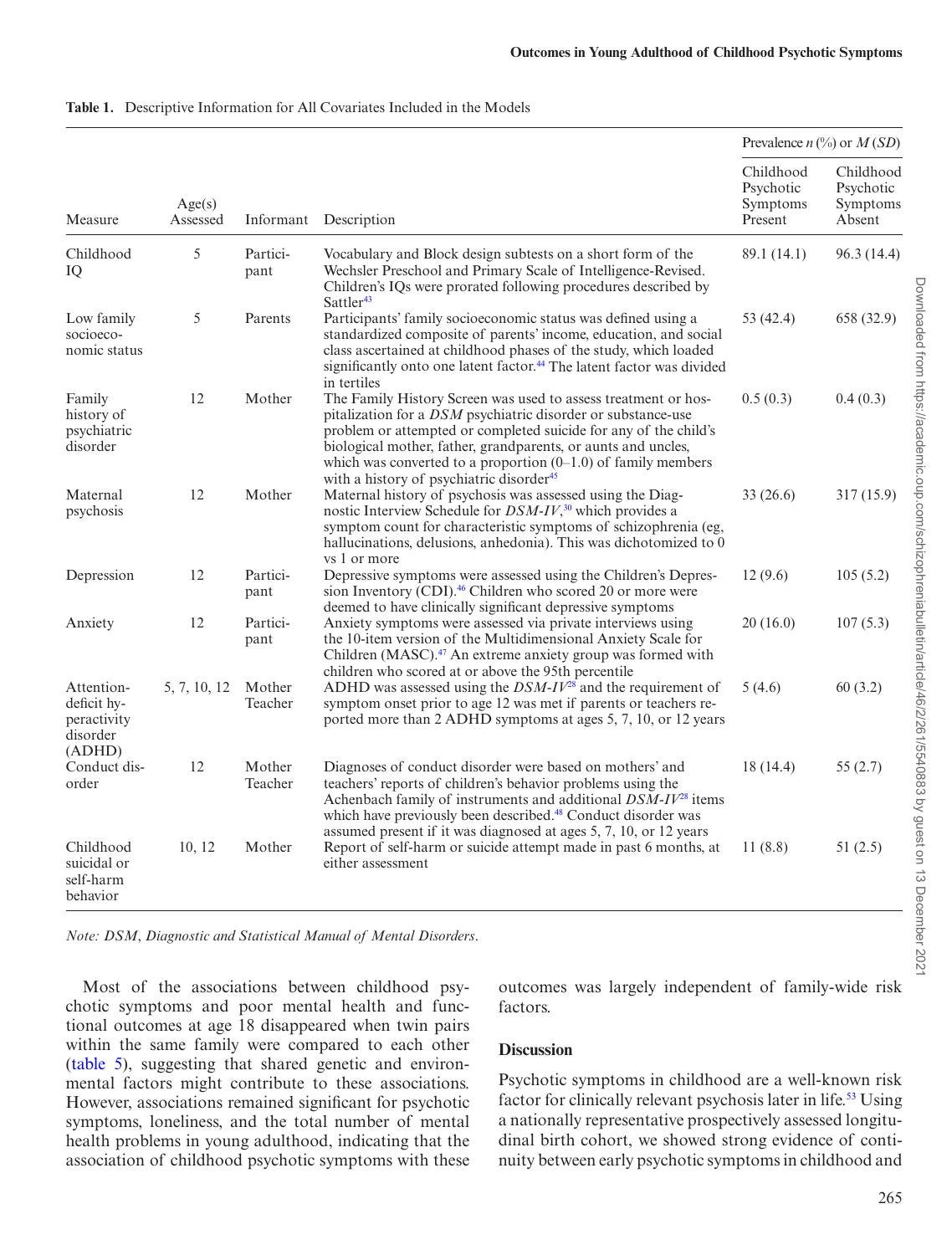**Table 1.** Descriptive Information for All Covariates Included in the Models

| Measure | Age(s) Assessed | Informant | Description | Prevalence *n* (%) or *M* (*SD*) | |
|---|---|---|---|---|---|
| | | | | Childhood Psychotic Symptoms Present | Childhood Psychotic Symptoms Absent |
| Childhood IQ | 5 | Participant | Vocabulary and Block design subtests on a short form of the Wechsler Preschool and Primary Scale of Intelligence-Revised. Children's IQs were prorated following procedures described by Sattler[43] | 89.1 (14.1) | 96.3 (14.4) |
| Low family socioeconomic status | 5 | Parents | Participants' family socioeconomic status was defined using a standardized composite of parents' income, education, and social class ascertained at childhood phases of the study, which loaded significantly onto one latent factor.[44] The latent factor was divided in tertiles | 53 (42.4) | 658 (32.9) |
| Family history of psychiatric disorder | 12 | Mother | The Family History Screen was used to assess treatment or hospitalization for a *DSM* psychiatric disorder or substance-use problem or attempted or completed suicide for any of the child's biological mother, father, grandparents, or aunts and uncles, which was converted to a proportion (0–1.0) of family members with a history of psychiatric disorder[45] | 0.5 (0.3) | 0.4 (0.3) |
| Maternal psychosis | 12 | Mother | Maternal history of psychosis was assessed using the Diagnostic Interview Schedule for *DSM-IV*,[30] which provides a symptom count for characteristic symptoms of schizophrenia (eg, hallucinations, delusions, anhedonia). This was dichotomized to 0 vs 1 or more | 33 (26.6) | 317 (15.9) |
| Depression | 12 | Participant | Depressive symptoms were assessed using the Children's Depression Inventory (CDI).[46] Children who scored 20 or more were deemed to have clinically significant depressive symptoms | 12 (9.6) | 105 (5.2) |
| Anxiety | 12 | Participant | Anxiety symptoms were assessed via private interviews using the 10-item version of the Multidimensional Anxiety Scale for Children (MASC).[47] An extreme anxiety group was formed with children who scored at or above the 95th percentile | 20 (16.0) | 107 (5.3) |
| Attention-deficit hyperactivity disorder (ADHD) | 5, 7, 10, 12 | Mother Teacher | ADHD was assessed using the *DSM-IV*[28] and the requirement of symptom onset prior to age 12 was met if parents or teachers reported more than 2 ADHD symptoms at ages 5, 7, 10, or 12 years | 5 (4.6) | 60 (3.2) |
| Conduct disorder | 12 | Mother Teacher | Diagnoses of conduct disorder were based on mothers' and teachers' reports of children's behavior problems using the Achenbach family of instruments and additional *DSM-IV*[28] items which have previously been described.[48] Conduct disorder was assumed present if it was diagnosed at ages 5, 7, 10, or 12 years | 18 (14.4) | 55 (2.7) |
| Childhood suicidal or self-harm behavior | 10, 12 | Mother | Report of self-harm or suicide attempt made in past 6 months, at either assessment | 11 (8.8) | 51 (2.5) |

*Note: DSM, Diagnostic and Statistical Manual of Mental Disorders.*

Most of the associations between childhood psychotic symptoms and poor mental health and functional outcomes at age 18 disappeared when twin pairs within the same family were compared to each other (table 5), suggesting that shared genetic and environmental factors might contribute to these associations. However, associations remained significant for psychotic symptoms, loneliness, and the total number of mental health problems in young adulthood, indicating that the association of childhood psychotic symptoms with these outcomes was largely independent of family-wide risk factors.

## Discussion

Psychotic symptoms in childhood are a well-known risk factor for clinically relevant psychosis later in life.[53] Using a nationally representative prospectively assessed longitudinal birth cohort, we showed strong evidence of continuity between early psychotic symptoms in childhood and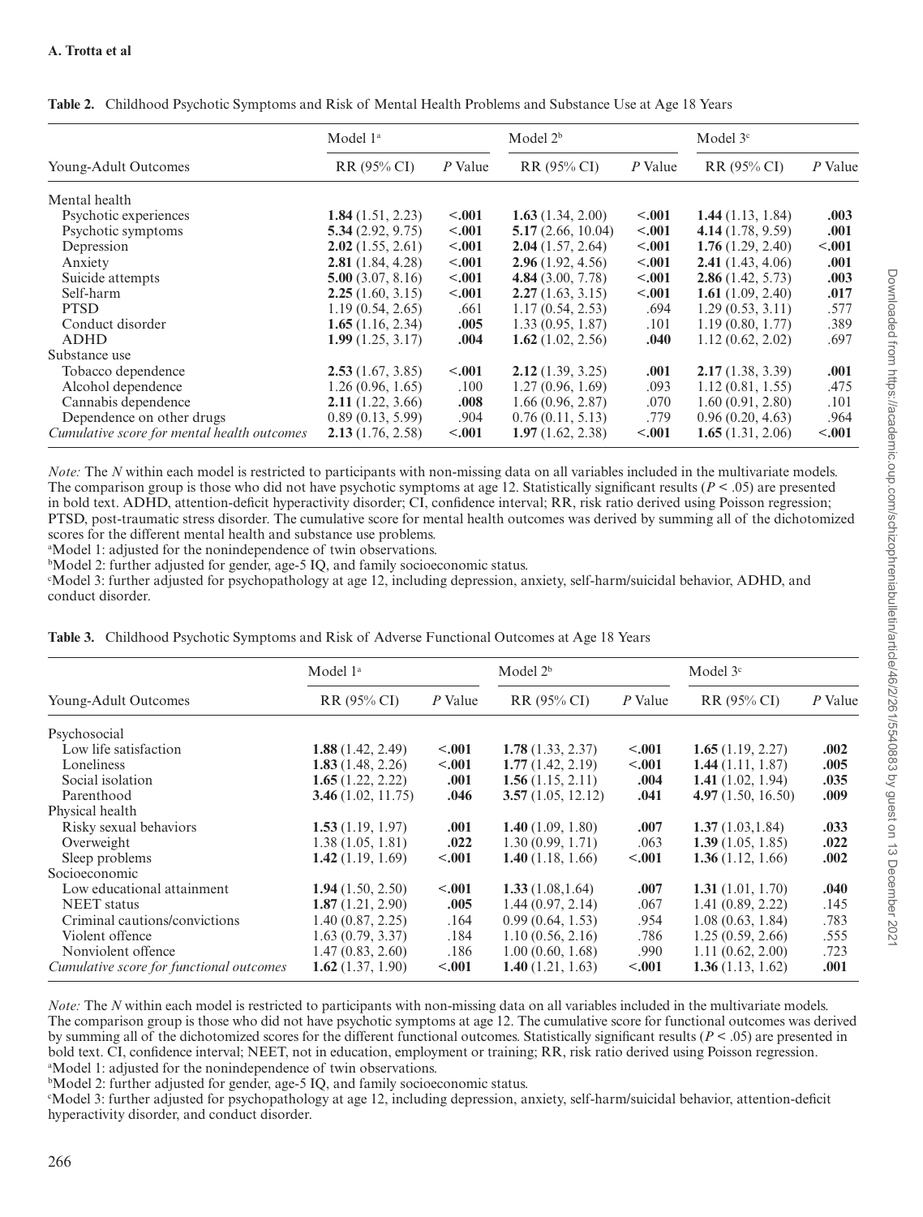**Table 2.** Childhood Psychotic Symptoms and Risk of Mental Health Problems and Substance Use at Age 18 Years

| Young-Adult Outcomes | Model 1[a] | | Model 2[b] | | Model 3[c] | |
|---|---|---|---|---|---|---|
| | RR (95% CI) | *P* Value | RR (95% CI) | *P* Value | RR (95% CI) | *P* Value |
| Mental health | | | | | | |
| Psychotic experiences | **1.84** (1.51, 2.23) | **<.001** | **1.63** (1.34, 2.00) | **<.001** | **1.44** (1.13, 1.84) | **.003** |
| Psychotic symptoms | **5.34** (2.92, 9.75) | **<.001** | **5.17** (2.66, 10.04) | **<.001** | **4.14** (1.78, 9.59) | **.001** |
| Depression | **2.02** (1.55, 2.61) | **<.001** | **2.04** (1.57, 2.64) | **<.001** | **1.76** (1.29, 2.40) | **<.001** |
| Anxiety | **2.81** (1.84, 4.28) | **<.001** | **2.96** (1.92, 4.56) | **<.001** | **2.41** (1.43, 4.06) | **.001** |
| Suicide attempts | **5.00** (3.07, 8.16) | **<.001** | **4.84** (3.00, 7.78) | **<.001** | **2.86** (1.42, 5.73) | **.003** |
| Self-harm | **2.25** (1.60, 3.15) | **<.001** | **2.27** (1.63, 3.15) | **<.001** | **1.61** (1.09, 2.40) | **.017** |
| PTSD | 1.19 (0.54, 2.65) | .661 | 1.17 (0.54, 2.53) | .694 | 1.29 (0.53, 3.11) | .577 |
| Conduct disorder | **1.65** (1.16, 2.34) | **.005** | 1.33 (0.95, 1.87) | .101 | 1.19 (0.80, 1.77) | .389 |
| ADHD | **1.99** (1.25, 3.17) | **.004** | **1.62** (1.02, 2.56) | **.040** | 1.12 (0.62, 2.02) | .697 |
| Substance use | | | | | | |
| Tobacco dependence | **2.53** (1.67, 3.85) | **<.001** | **2.12** (1.39, 3.25) | **.001** | **2.17** (1.38, 3.39) | **.001** |
| Alcohol dependence | 1.26 (0.96, 1.65) | .100 | 1.27 (0.96, 1.69) | .093 | 1.12 (0.81, 1.55) | .475 |
| Cannabis dependence | **2.11** (1.22, 3.66) | **.008** | 1.66 (0.96, 2.87) | .070 | 1.60 (0.91, 2.80) | .101 |
| Dependence on other drugs | 0.89 (0.13, 5.99) | .904 | 0.76 (0.11, 5.13) | .779 | 0.96 (0.20, 4.63) | .964 |
| *Cumulative score for mental health outcomes* | **2.13** (1.76, 2.58) | **<.001** | **1.97** (1.62, 2.38) | **<.001** | **1.65** (1.31, 2.06) | **<.001** |

*Note:* The *N* within each model is restricted to participants with non-missing data on all variables included in the multivariate models. The comparison group is those who did not have psychotic symptoms at age 12. Statistically significant results ($P < .05$) are presented in bold text. ADHD, attention-deficit hyperactivity disorder; CI, confidence interval; RR, risk ratio derived using Poisson regression; PTSD, post-traumatic stress disorder. The cumulative score for mental health outcomes was derived by summing all of the dichotomized scores for the different mental health and substance use problems.
[a]Model 1: adjusted for the nonindependence of twin observations.
[b]Model 2: further adjusted for gender, age-5 IQ, and family socioeconomic status.
[c]Model 3: further adjusted for psychopathology at age 12, including depression, anxiety, self-harm/suicidal behavior, ADHD, and conduct disorder.

**Table 3.** Childhood Psychotic Symptoms and Risk of Adverse Functional Outcomes at Age 18 Years

| Young-Adult Outcomes | Model 1[a] | | Model 2[b] | | Model 3[c] | |
|---|---|---|---|---|---|---|
| | RR (95% CI) | *P* Value | RR (95% CI) | *P* Value | RR (95% CI) | *P* Value |
| Psychosocial | | | | | | |
| Low life satisfaction | **1.88** (1.42, 2.49) | **<.001** | **1.78** (1.33, 2.37) | **<.001** | **1.65** (1.19, 2.27) | **.002** |
| Loneliness | **1.83** (1.48, 2.26) | **<.001** | **1.77** (1.42, 2.19) | **<.001** | **1.44** (1.11, 1.87) | **.005** |
| Social isolation | **1.65** (1.22, 2.22) | **.001** | **1.56** (1.15, 2.11) | **.004** | **1.41** (1.02, 1.94) | **.035** |
| Parenthood | **3.46** (1.02, 11.75) | **.046** | **3.57** (1.05, 12.12) | **.041** | **4.97** (1.50, 16.50) | **.009** |
| Physical health | | | | | | |
| Risky sexual behaviors | **1.53** (1.19, 1.97) | **.001** | **1.40** (1.09, 1.80) | **.007** | **1.37** (1.03,1.84) | **.033** |
| Overweight | 1.38 (1.05, 1.81) | .022 | 1.30 (0.99, 1.71) | .063 | **1.39** (1.05, 1.85) | **.022** |
| Sleep problems | **1.42** (1.19, 1.69) | **<.001** | **1.40** (1.18, 1.66) | **<.001** | **1.36** (1.12, 1.66) | **.002** |
| Socioeconomic | | | | | | |
| Low educational attainment | **1.94** (1.50, 2.50) | **<.001** | **1.33** (1.08,1.64) | **.007** | **1.31** (1.01, 1.70) | **.040** |
| NEET status | **1.87** (1.21, 2.90) | **.005** | 1.44 (0.97, 2.14) | .067 | 1.41 (0.89, 2.22) | .145 |
| Criminal cautions/convictions | 1.40 (0.87, 2.25) | .164 | 0.99 (0.64, 1.53) | .954 | 1.08 (0.63, 1.84) | .783 |
| Violent offence | 1.63 (0.79, 3.37) | .184 | 1.10 (0.56, 2.16) | .786 | 1.25 (0.59, 2.66) | .555 |
| Nonviolent offence | 1.47 (0.83, 2.60) | .186 | 1.00 (0.60, 1.68) | .990 | 1.11 (0.62, 2.00) | .723 |
| *Cumulative score for functional outcomes* | **1.62** (1.37, 1.90) | **<.001** | **1.40** (1.21, 1.63) | **<.001** | **1.36** (1.13, 1.62) | **.001** |

*Note:* The *N* within each model is restricted to participants with non-missing data on all variables included in the multivariate models. The comparison group is those who did not have psychotic symptoms at age 12. The cumulative score for functional outcomes was derived by summing all of the dichotomized scores for the different functional outcomes. Statistically significant results ($P < .05$) are presented in bold text. CI, confidence interval; NEET, not in education, employment or training; RR, risk ratio derived using Poisson regression.
[a]Model 1: adjusted for the nonindependence of twin observations.
[b]Model 2: further adjusted for gender, age-5 IQ, and family socioeconomic status.
[c]Model 3: further adjusted for psychopathology at age 12, including depression, anxiety, self-harm/suicidal behavior, attention-deficit hyperactivity disorder, and conduct disorder.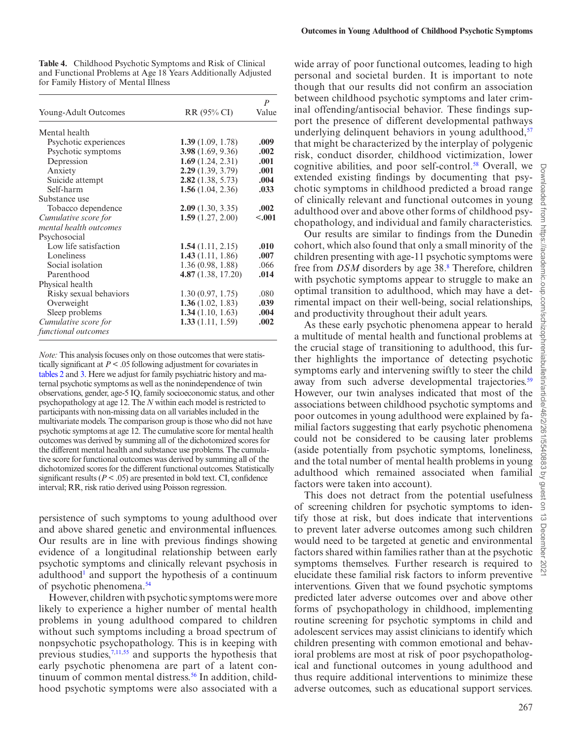**Table 4.** Childhood Psychotic Symptoms and Risk of Clinical and Functional Problems at Age 18 Years Additionally Adjusted for Family History of Mental Illness

| Young-Adult Outcomes | RR (95% CI) | P Value |
|---|---|---|
| Mental health | | |
| Psychotic experiences | **1.39** (1.09, 1.78) | **.009** |
| Psychotic symptoms | **3.98** (1.69, 9.36) | **.002** |
| Depression | **1.69** (1.24, 2.31) | **.001** |
| Anxiety | **2.29** (1.39, 3.79) | **.001** |
| Suicide attempt | **2.82** (1.38, 5.73) | **.004** |
| Self-harm | **1.56** (1.04, 2.36) | **.033** |
| Substance use | | |
| Tobacco dependence | **2.09** (1.30, 3.35) | **.002** |
| *Cumulative score for mental health outcomes* | **1.59** (1.27, 2.00) | **<.001** |
| Psychosocial | | |
| Low life satisfaction | **1.54** (1.11, 2.15) | **.010** |
| Loneliness | **1.43** (1.11, 1.86) | **.007** |
| Social isolation | 1.36 (0.98, 1.88) | .066 |
| Parenthood | **4.87** (1.38, 17.20) | **.014** |
| Physical health | | |
| Risky sexual behaviors | 1.30 (0.97, 1.75) | .080 |
| Overweight | **1.36** (1.02, 1.83) | **.039** |
| Sleep problems | **1.34** (1.10, 1.63) | **.004** |
| *Cumulative score for functional outcomes* | **1.33** (1.11, 1.59) | **.002** |

*Note:* This analysis focuses only on those outcomes that were statistically significant at $P < .05$ following adjustment for covariates in tables 2 and 3. Here we adjust for family psychiatric history and maternal psychotic symptoms as well as the nonindependence of twin observations, gender, age-5 IQ, family socioeconomic status, and other psychopathology at age 12. The *N* within each model is restricted to participants with non-missing data on all variables included in the multivariate models. The comparison group is those who did not have psychotic symptoms at age 12. The cumulative score for mental health outcomes was derived by summing all of the dichotomized scores for the different mental health and substance use problems. The cumulative score for functional outcomes was derived by summing all of the dichotomized scores for the different functional outcomes. Statistically significant results ($P < .05$) are presented in bold text. CI, confidence interval; RR, risk ratio derived using Poisson regression.

persistence of such symptoms to young adulthood over and above shared genetic and environmental influences. Our results are in line with previous findings showing evidence of a longitudinal relationship between early psychotic symptoms and clinically relevant psychosis in adulthood[1] and support the hypothesis of a continuum of psychotic phenomena.[54]

However, children with psychotic symptoms were more likely to experience a higher number of mental health problems in young adulthood compared to children without such symptoms including a broad spectrum of nonpsychotic psychopathology. This is in keeping with previous studies,[7,11,55] and supports the hypothesis that early psychotic phenomena are part of a latent continuum of common mental distress.[56] In addition, childhood psychotic symptoms were also associated with a wide array of poor functional outcomes, leading to high personal and societal burden. It is important to note though that our results did not confirm an association between childhood psychotic symptoms and later criminal offending/antisocial behavior. These findings support the presence of different developmental pathways underlying delinquent behaviors in young adulthood,[57] that might be characterized by the interplay of polygenic risk, conduct disorder, childhood victimization, lower cognitive abilities, and poor self-control.[58] Overall, we extended existing findings by documenting that psychotic symptoms in childhood predicted a broad range of clinically relevant and functional outcomes in young adulthood over and above other forms of childhood psychopathology, and individual and family characteristics.

Our results are similar to findings from the Dunedin cohort, which also found that only a small minority of the children presenting with age-11 psychotic symptoms were free from *DSM* disorders by age 38.[8] Therefore, children with psychotic symptoms appear to struggle to make an optimal transition to adulthood, which may have a detrimental impact on their well-being, social relationships, and productivity throughout their adult years.

As these early psychotic phenomena appear to herald a multitude of mental health and functional problems at the crucial stage of transitioning to adulthood, this further highlights the importance of detecting psychotic symptoms early and intervening swiftly to steer the child away from such adverse developmental trajectories.[59] However, our twin analyses indicated that most of the associations between childhood psychotic symptoms and poor outcomes in young adulthood were explained by familial factors suggesting that early psychotic phenomena could not be considered to be causing later problems (aside potentially from psychotic symptoms, loneliness, and the total number of mental health problems in young adulthood which remained associated when familial factors were taken into account).

This does not detract from the potential usefulness of screening children for psychotic symptoms to identify those at risk, but does indicate that interventions to prevent later adverse outcomes among such children would need to be targeted at genetic and environmental factors shared within families rather than at the psychotic symptoms themselves. Further research is required to elucidate these familial risk factors to inform preventive interventions. Given that we found psychotic symptoms predicted later adverse outcomes over and above other forms of psychopathology in childhood, implementing routine screening for psychotic symptoms in child and adolescent services may assist clinicians to identify which children presenting with common emotional and behavioral problems are most at risk of poor psychopathological and functional outcomes in young adulthood and thus require additional interventions to minimize these adverse outcomes, such as educational support services.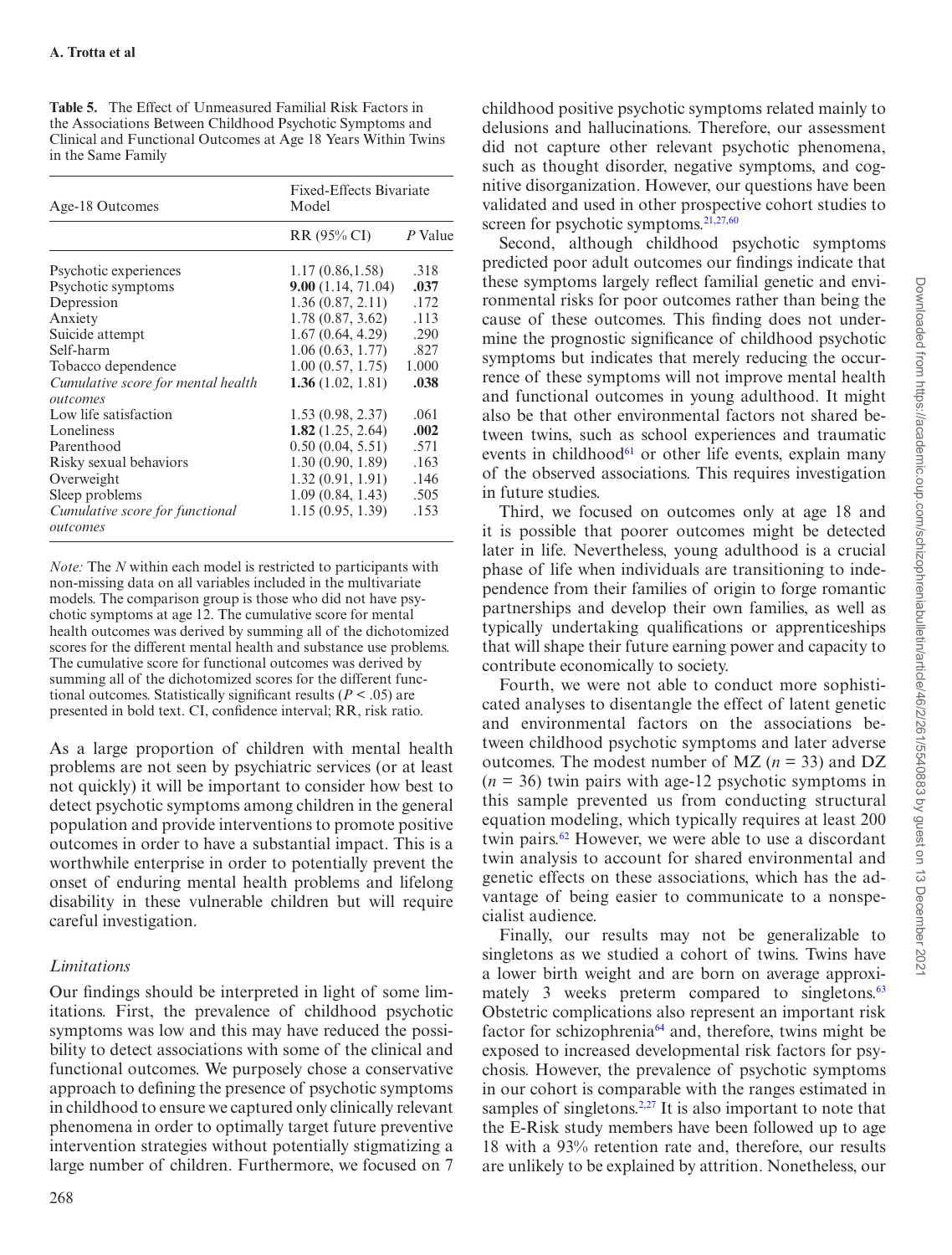**Table 5.** The Effect of Unmeasured Familial Risk Factors in the Associations Between Childhood Psychotic Symptoms and Clinical and Functional Outcomes at Age 18 Years Within Twins in the Same Family

| Age-18 Outcomes | Fixed-Effects Bivariate Model | |
|---|---|---|
| | RR (95% CI) | *P* Value |
| Psychotic experiences | 1.17 (0.86,1.58) | .318 |
| Psychotic symptoms | **9.00** (1.14, 71.04) | **.037** |
| Depression | 1.36 (0.87, 2.11) | .172 |
| Anxiety | 1.78 (0.87, 3.62) | .113 |
| Suicide attempt | 1.67 (0.64, 4.29) | .290 |
| Self-harm | 1.06 (0.63, 1.77) | .827 |
| Tobacco dependence | 1.00 (0.57, 1.75) | 1.000 |
| *Cumulative score for mental health outcomes* | **1.36** (1.02, 1.81) | **.038** |
| Low life satisfaction | 1.53 (0.98, 2.37) | .061 |
| Loneliness | **1.82** (1.25, 2.64) | **.002** |
| Parenthood | 0.50 (0.04, 5.51) | .571 |
| Risky sexual behaviors | 1.30 (0.90, 1.89) | .163 |
| Overweight | 1.32 (0.91, 1.91) | .146 |
| Sleep problems | 1.09 (0.84, 1.43) | .505 |
| *Cumulative score for functional outcomes* | 1.15 (0.95, 1.39) | .153 |

*Note:* The *N* within each model is restricted to participants with non-missing data on all variables included in the multivariate models. The comparison group is those who did not have psychotic symptoms at age 12. The cumulative score for mental health outcomes was derived by summing all of the dichotomized scores for the different mental health and substance use problems. The cumulative score for functional outcomes was derived by summing all of the dichotomized scores for the different functional outcomes. Statistically significant results ($P < .05$) are presented in bold text. CI, confidence interval; RR, risk ratio.

As a large proportion of children with mental health problems are not seen by psychiatric services (or at least not quickly) it will be important to consider how best to detect psychotic symptoms among children in the general population and provide interventions to promote positive outcomes in order to have a substantial impact. This is a worthwhile enterprise in order to potentially prevent the onset of enduring mental health problems and lifelong disability in these vulnerable children but will require careful investigation.

### *Limitations*

Our findings should be interpreted in light of some limitations. First, the prevalence of childhood psychotic symptoms was low and this may have reduced the possibility to detect associations with some of the clinical and functional outcomes. We purposely chose a conservative approach to defining the presence of psychotic symptoms in childhood to ensure we captured only clinically relevant phenomena in order to optimally target future preventive intervention strategies without potentially stigmatizing a large number of children. Furthermore, we focused on 7 childhood positive psychotic symptoms related mainly to delusions and hallucinations. Therefore, our assessment did not capture other relevant psychotic phenomena, such as thought disorder, negative symptoms, and cognitive disorganization. However, our questions have been validated and used in other prospective cohort studies to screen for psychotic symptoms.[21,27,60]

Second, although childhood psychotic symptoms predicted poor adult outcomes our findings indicate that these symptoms largely reflect familial genetic and environmental risks for poor outcomes rather than being the cause of these outcomes. This finding does not undermine the prognostic significance of childhood psychotic symptoms but indicates that merely reducing the occurrence of these symptoms will not improve mental health and functional outcomes in young adulthood. It might also be that other environmental factors not shared between twins, such as school experiences and traumatic events in childhood[61] or other life events, explain many of the observed associations. This requires investigation in future studies.

Third, we focused on outcomes only at age 18 and it is possible that poorer outcomes might be detected later in life. Nevertheless, young adulthood is a crucial phase of life when individuals are transitioning to independence from their families of origin to forge romantic partnerships and develop their own families, as well as typically undertaking qualifications or apprenticeships that will shape their future earning power and capacity to contribute economically to society.

Fourth, we were not able to conduct more sophisticated analyses to disentangle the effect of latent genetic and environmental factors on the associations between childhood psychotic symptoms and later adverse outcomes. The modest number of MZ ($n$ = 33) and DZ ($n$ = 36) twin pairs with age-12 psychotic symptoms in this sample prevented us from conducting structural equation modeling, which typically requires at least 200 twin pairs.[62] However, we were able to use a discordant twin analysis to account for shared environmental and genetic effects on these associations, which has the advantage of being easier to communicate to a nonspecialist audience.

Finally, our results may not be generalizable to singletons as we studied a cohort of twins. Twins have a lower birth weight and are born on average approximately 3 weeks preterm compared to singletons.[63] Obstetric complications also represent an important risk factor for schizophrenia[64] and, therefore, twins might be exposed to increased developmental risk factors for psychosis. However, the prevalence of psychotic symptoms in our cohort is comparable with the ranges estimated in samples of singletons.[2,27] It is also important to note that the E-Risk study members have been followed up to age 18 with a 93% retention rate and, therefore, our results are unlikely to be explained by attrition. Nonetheless, our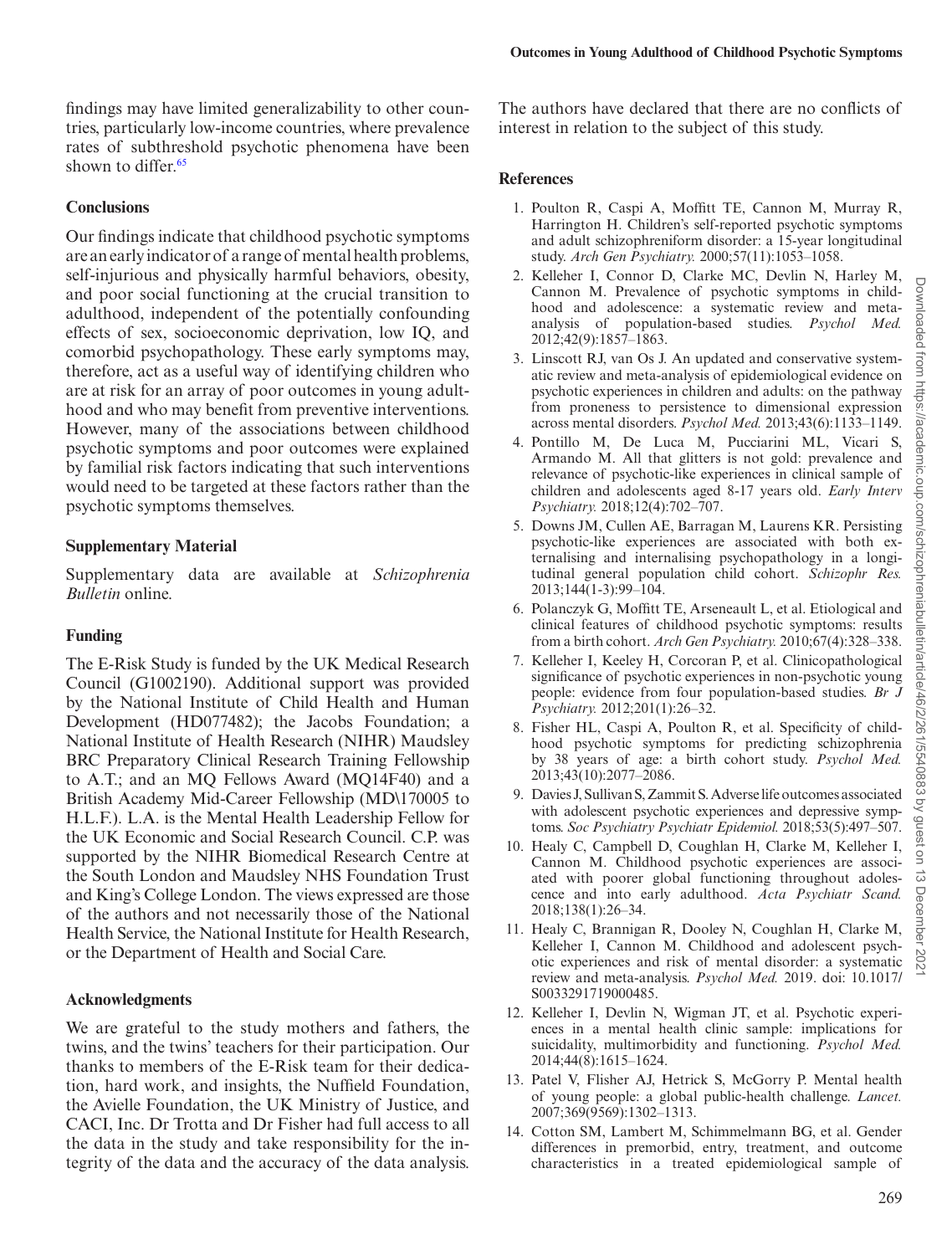findings may have limited generalizability to other countries, particularly low-income countries, where prevalence rates of subthreshold psychotic phenomena have been shown to differ.[65]

## Conclusions

Our findings indicate that childhood psychotic symptoms are an early indicator of a range of mental health problems, self-injurious and physically harmful behaviors, obesity, and poor social functioning at the crucial transition to adulthood, independent of the potentially confounding effects of sex, socioeconomic deprivation, low IQ, and comorbid psychopathology. These early symptoms may, therefore, act as a useful way of identifying children who are at risk for an array of poor outcomes in young adulthood and who may benefit from preventive interventions. However, many of the associations between childhood psychotic symptoms and poor outcomes were explained by familial risk factors indicating that such interventions would need to be targeted at these factors rather than the psychotic symptoms themselves.

## Supplementary Material

Supplementary data are available at *Schizophrenia Bulletin* online.

## Funding

The E-Risk Study is funded by the UK Medical Research Council (G1002190). Additional support was provided by the National Institute of Child Health and Human Development (HD077482); the Jacobs Foundation; a National Institute of Health Research (NIHR) Maudsley BRC Preparatory Clinical Research Training Fellowship to A.T.; and an MQ Fellows Award (MQ14F40) and a British Academy Mid-Career Fellowship (MD\170005 to H.L.F.). L.A. is the Mental Health Leadership Fellow for the UK Economic and Social Research Council. C.P. was supported by the NIHR Biomedical Research Centre at the South London and Maudsley NHS Foundation Trust and King's College London. The views expressed are those of the authors and not necessarily those of the National Health Service, the National Institute for Health Research, or the Department of Health and Social Care.

## Acknowledgments

We are grateful to the study mothers and fathers, the twins, and the twins' teachers for their participation. Our thanks to members of the E-Risk team for their dedication, hard work, and insights, the Nuffield Foundation, the Avielle Foundation, the UK Ministry of Justice, and CACI, Inc. Dr Trotta and Dr Fisher had full access to all the data in the study and take responsibility for the integrity of the data and the accuracy of the data analysis. The authors have declared that there are no conflicts of interest in relation to the subject of this study.

## References

1. Poulton R, Caspi A, Moffitt TE, Cannon M, Murray R, Harrington H. Children's self-reported psychotic symptoms and adult schizophreniform disorder: a 15-year longitudinal study. *Arch Gen Psychiatry.* 2000;57(11):1053–1058.
2. Kelleher I, Connor D, Clarke MC, Devlin N, Harley M, Cannon M. Prevalence of psychotic symptoms in childhood and adolescence: a systematic review and meta-analysis of population-based studies. *Psychol Med.* 2012;42(9):1857–1863.
3. Linscott RJ, van Os J. An updated and conservative systematic review and meta-analysis of epidemiological evidence on psychotic experiences in children and adults: on the pathway from proneness to persistence to dimensional expression across mental disorders. *Psychol Med.* 2013;43(6):1133–1149.
4. Pontillo M, De Luca M, Pucciarini ML, Vicari S, Armando M. All that glitters is not gold: prevalence and relevance of psychotic-like experiences in clinical sample of children and adolescents aged 8-17 years old. *Early Interv Psychiatry.* 2018;12(4):702–707.
5. Downs JM, Cullen AE, Barragan M, Laurens KR. Persisting psychotic-like experiences are associated with both externalising and internalising psychopathology in a longitudinal general population child cohort. *Schizophr Res.* 2013;144(1-3):99–104.
6. Polanczyk G, Moffitt TE, Arseneault L, et al. Etiological and clinical features of childhood psychotic symptoms: results from a birth cohort. *Arch Gen Psychiatry.* 2010;67(4):328–338.
7. Kelleher I, Keeley H, Corcoran P, et al. Clinicopathological significance of psychotic experiences in non-psychotic young people: evidence from four population-based studies. *Br J Psychiatry.* 2012;201(1):26–32.
8. Fisher HL, Caspi A, Poulton R, et al. Specificity of childhood psychotic symptoms for predicting schizophrenia by 38 years of age: a birth cohort study. *Psychol Med.* 2013;43(10):2077–2086.
9. Davies J, Sullivan S, Zammit S. Adverse life outcomes associated with adolescent psychotic experiences and depressive symptoms. *Soc Psychiatry Psychiatr Epidemiol.* 2018;53(5):497–507.
10. Healy C, Campbell D, Coughlan H, Clarke M, Kelleher I, Cannon M. Childhood psychotic experiences are associated with poorer global functioning throughout adolescence and into early adulthood. *Acta Psychiatr Scand.* 2018;138(1):26–34.
11. Healy C, Brannigan R, Dooley N, Coughlan H, Clarke M, Kelleher I, Cannon M. Childhood and adolescent psychotic experiences and risk of mental disorder: a systematic review and meta-analysis. *Psychol Med.* 2019. doi: 10.1017/S0033291719000485.
12. Kelleher I, Devlin N, Wigman JT, et al. Psychotic experiences in a mental health clinic sample: implications for suicidality, multimorbidity and functioning. *Psychol Med.* 2014;44(8):1615–1624.
13. Patel V, Flisher AJ, Hetrick S, McGorry P. Mental health of young people: a global public-health challenge. *Lancet.* 2007;369(9569):1302–1313.
14. Cotton SM, Lambert M, Schimmelmann BG, et al. Gender differences in premorbid, entry, treatment, and outcome characteristics in a treated epidemiological sample of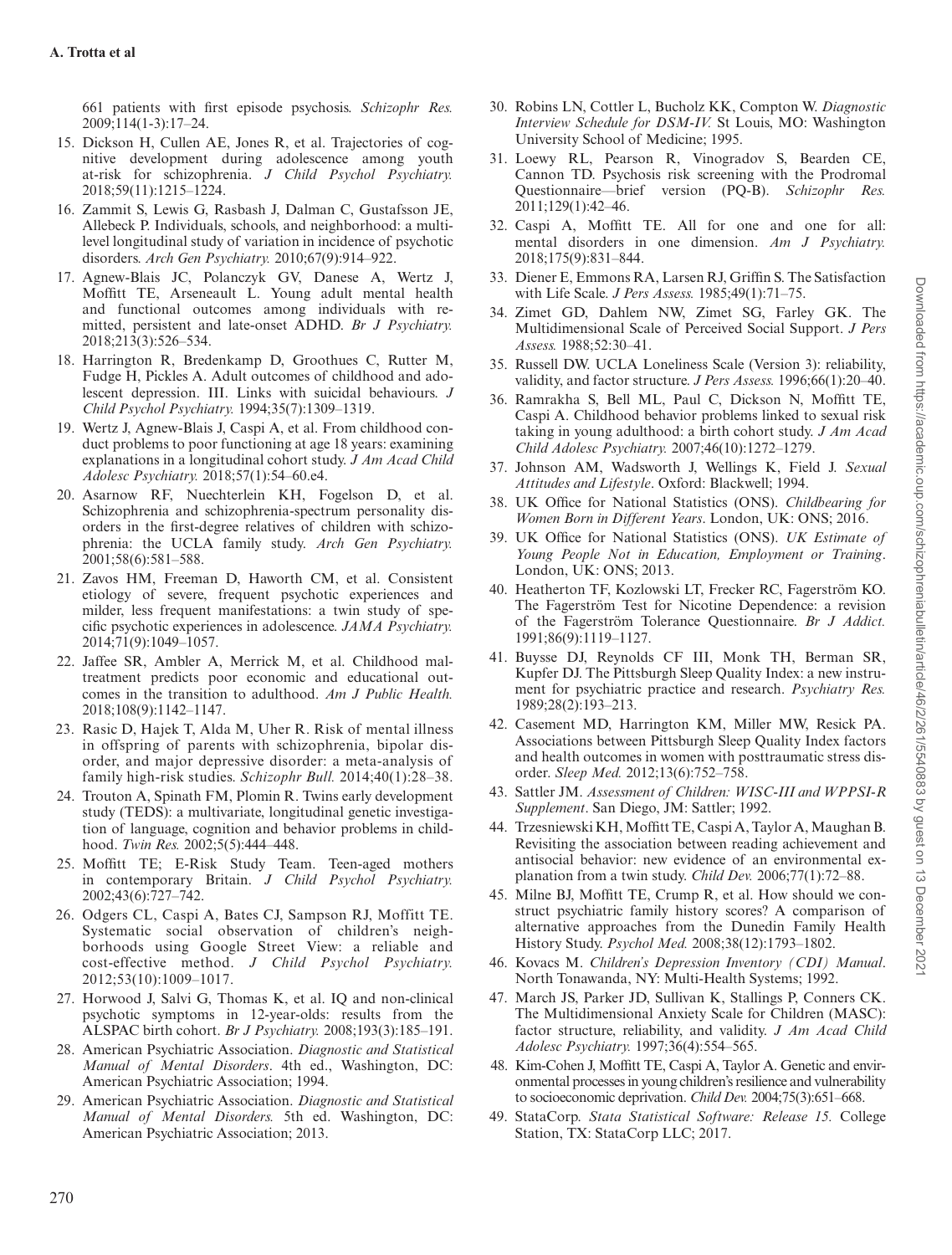661 patients with first episode psychosis. *Schizophr Res.* 2009;114(1-3):17–24.

15. Dickson H, Cullen AE, Jones R, et al. Trajectories of cognitive development during adolescence among youth at-risk for schizophrenia. *J Child Psychol Psychiatry.* 2018;59(11):1215–1224.
16. Zammit S, Lewis G, Rasbash J, Dalman C, Gustafsson JE, Allebeck P. Individuals, schools, and neighborhood: a multilevel longitudinal study of variation in incidence of psychotic disorders. *Arch Gen Psychiatry.* 2010;67(9):914–922.
17. Agnew-Blais JC, Polanczyk GV, Danese A, Wertz J, Moffitt TE, Arseneault L. Young adult mental health and functional outcomes among individuals with remitted, persistent and late-onset ADHD. *Br J Psychiatry.* 2018;213(3):526–534.
18. Harrington R, Bredenkamp D, Groothues C, Rutter M, Fudge H, Pickles A. Adult outcomes of childhood and adolescent depression. III. Links with suicidal behaviours. *J Child Psychol Psychiatry.* 1994;35(7):1309–1319.
19. Wertz J, Agnew-Blais J, Caspi A, et al. From childhood conduct problems to poor functioning at age 18 years: examining explanations in a longitudinal cohort study. *J Am Acad Child Adolesc Psychiatry.* 2018;57(1):54–60.e4.
20. Asarnow RF, Nuechterlein KH, Fogelson D, et al. Schizophrenia and schizophrenia-spectrum personality disorders in the first-degree relatives of children with schizophrenia: the UCLA family study. *Arch Gen Psychiatry.* 2001;58(6):581–588.
21. Zavos HM, Freeman D, Haworth CM, et al. Consistent etiology of severe, frequent psychotic experiences and milder, less frequent manifestations: a twin study of specific psychotic experiences in adolescence. *JAMA Psychiatry.* 2014;71(9):1049–1057.
22. Jaffee SR, Ambler A, Merrick M, et al. Childhood maltreatment predicts poor economic and educational outcomes in the transition to adulthood. *Am J Public Health.* 2018;108(9):1142–1147.
23. Rasic D, Hajek T, Alda M, Uher R. Risk of mental illness in offspring of parents with schizophrenia, bipolar disorder, and major depressive disorder: a meta-analysis of family high-risk studies. *Schizophr Bull.* 2014;40(1):28–38.
24. Trouton A, Spinath FM, Plomin R. Twins early development study (TEDS): a multivariate, longitudinal genetic investigation of language, cognition and behavior problems in childhood. *Twin Res.* 2002;5(5):444–448.
25. Moffitt TE; E-Risk Study Team. Teen-aged mothers in contemporary Britain. *J Child Psychol Psychiatry.* 2002;43(6):727–742.
26. Odgers CL, Caspi A, Bates CJ, Sampson RJ, Moffitt TE. Systematic social observation of children's neighborhoods using Google Street View: a reliable and cost-effective method. *J Child Psychol Psychiatry.* 2012;53(10):1009–1017.
27. Horwood J, Salvi G, Thomas K, et al. IQ and non-clinical psychotic symptoms in 12-year-olds: results from the ALSPAC birth cohort. *Br J Psychiatry.* 2008;193(3):185–191.
28. American Psychiatric Association. *Diagnostic and Statistical Manual of Mental Disorders*. 4th ed., Washington, DC: American Psychiatric Association; 1994.
29. American Psychiatric Association. *Diagnostic and Statistical Manual of Mental Disorders.* 5th ed. Washington, DC: American Psychiatric Association; 2013.
30. Robins LN, Cottler L, Bucholz KK, Compton W. *Diagnostic Interview Schedule for DSM-IV.* St Louis, MO: Washington University School of Medicine; 1995.
31. Loewy RL, Pearson R, Vinogradov S, Bearden CE, Cannon TD. Psychosis risk screening with the Prodromal Questionnaire—brief version (PQ-B). *Schizophr Res.* 2011;129(1):42–46.
32. Caspi A, Moffitt TE. All for one and one for all: mental disorders in one dimension. *Am J Psychiatry.* 2018;175(9):831–844.
33. Diener E, Emmons RA, Larsen RJ, Griffin S. The Satisfaction with Life Scale. *J Pers Assess.* 1985;49(1):71–75.
34. Zimet GD, Dahlem NW, Zimet SG, Farley GK. The Multidimensional Scale of Perceived Social Support. *J Pers Assess.* 1988;52:30–41.
35. Russell DW. UCLA Loneliness Scale (Version 3): reliability, validity, and factor structure. *J Pers Assess.* 1996;66(1):20–40.
36. Ramrakha S, Bell ML, Paul C, Dickson N, Moffitt TE, Caspi A. Childhood behavior problems linked to sexual risk taking in young adulthood: a birth cohort study. *J Am Acad Child Adolesc Psychiatry.* 2007;46(10):1272–1279.
37. Johnson AM, Wadsworth J, Wellings K, Field J. *Sexual Attitudes and Lifestyle*. Oxford: Blackwell; 1994.
38. UK Office for National Statistics (ONS). *Childbearing for Women Born in Different Years*. London, UK: ONS; 2016.
39. UK Office for National Statistics (ONS). *UK Estimate of Young People Not in Education, Employment or Training*. London, UK: ONS; 2013.
40. Heatherton TF, Kozlowski LT, Frecker RC, Fagerström KO. The Fagerström Test for Nicotine Dependence: a revision of the Fagerström Tolerance Questionnaire. *Br J Addict.* 1991;86(9):1119–1127.
41. Buysse DJ, Reynolds CF III, Monk TH, Berman SR, Kupfer DJ. The Pittsburgh Sleep Quality Index: a new instrument for psychiatric practice and research. *Psychiatry Res.* 1989;28(2):193–213.
42. Casement MD, Harrington KM, Miller MW, Resick PA. Associations between Pittsburgh Sleep Quality Index factors and health outcomes in women with posttraumatic stress disorder. *Sleep Med.* 2012;13(6):752–758.
43. Sattler JM. *Assessment of Children: WISC-III and WPPSI-R Supplement*. San Diego, JM: Sattler; 1992.
44. Trzesniewski KH, Moffitt TE, Caspi A, Taylor A, Maughan B. Revisiting the association between reading achievement and antisocial behavior: new evidence of an environmental explanation from a twin study. *Child Dev.* 2006;77(1):72–88.
45. Milne BJ, Moffitt TE, Crump R, et al. How should we construct psychiatric family history scores? A comparison of alternative approaches from the Dunedin Family Health History Study. *Psychol Med.* 2008;38(12):1793–1802.
46. Kovacs M. *Children's Depression Inventory (CDI) Manual*. North Tonawanda, NY: Multi-Health Systems; 1992.
47. March JS, Parker JD, Sullivan K, Stallings P, Conners CK. The Multidimensional Anxiety Scale for Children (MASC): factor structure, reliability, and validity. *J Am Acad Child Adolesc Psychiatry.* 1997;36(4):554–565.
48. Kim-Cohen J, Moffitt TE, Caspi A, Taylor A. Genetic and environmental processes in young children's resilience and vulnerability to socioeconomic deprivation. *Child Dev.* 2004;75(3):651–668.
49. StataCorp. *Stata Statistical Software: Release 15.* College Station, TX: StataCorp LLC; 2017.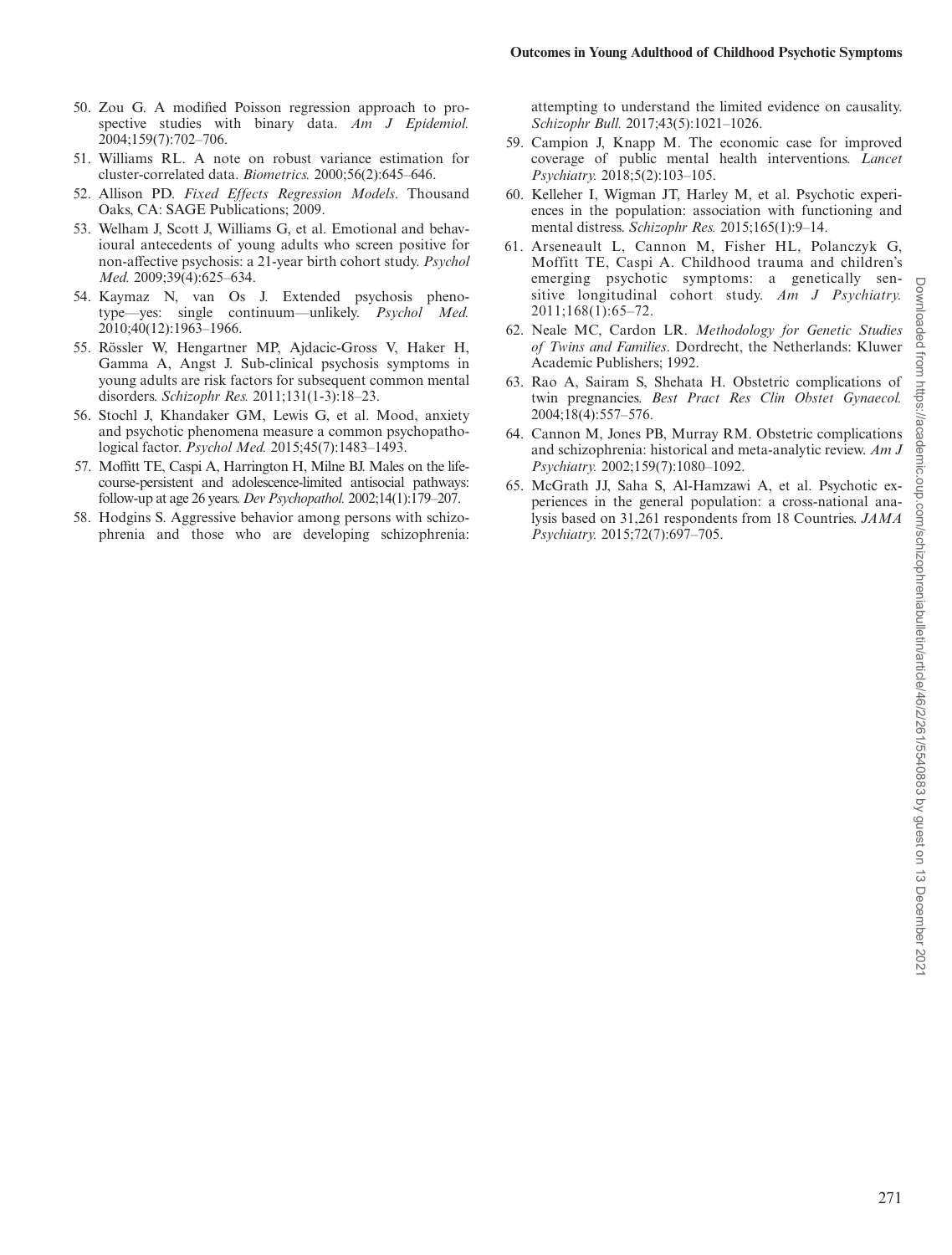50. Zou G. A modified Poisson regression approach to prospective studies with binary data. *Am J Epidemiol.* 2004;159(7):702–706.
51. Williams RL. A note on robust variance estimation for cluster-correlated data. *Biometrics.* 2000;56(2):645–646.
52. Allison PD. *Fixed Effects Regression Models*. Thousand Oaks, CA: SAGE Publications; 2009.
53. Welham J, Scott J, Williams G, et al. Emotional and behavioural antecedents of young adults who screen positive for non-affective psychosis: a 21-year birth cohort study. *Psychol Med.* 2009;39(4):625–634.
54. Kaymaz N, van Os J. Extended psychosis phenotype—yes: single continuum—unlikely. *Psychol Med.* 2010;40(12):1963–1966.
55. Rössler W, Hengartner MP, Ajdacic-Gross V, Haker H, Gamma A, Angst J. Sub-clinical psychosis symptoms in young adults are risk factors for subsequent common mental disorders. *Schizophr Res.* 2011;131(1-3):18–23.
56. Stochl J, Khandaker GM, Lewis G, et al. Mood, anxiety and psychotic phenomena measure a common psychopathological factor. *Psychol Med.* 2015;45(7):1483–1493.
57. Moffitt TE, Caspi A, Harrington H, Milne BJ. Males on the life-course-persistent and adolescence-limited antisocial pathways: follow-up at age 26 years. *Dev Psychopathol.* 2002;14(1):179–207.
58. Hodgins S. Aggressive behavior among persons with schizophrenia and those who are developing schizophrenia: attempting to understand the limited evidence on causality. *Schizophr Bull.* 2017;43(5):1021–1026.
59. Campion J, Knapp M. The economic case for improved coverage of public mental health interventions. *Lancet Psychiatry.* 2018;5(2):103–105.
60. Kelleher I, Wigman JT, Harley M, et al. Psychotic experiences in the population: association with functioning and mental distress. *Schizophr Res.* 2015;165(1):9–14.
61. Arseneault L, Cannon M, Fisher HL, Polanczyk G, Moffitt TE, Caspi A. Childhood trauma and children's emerging psychotic symptoms: a genetically sensitive longitudinal cohort study. *Am J Psychiatry.* 2011;168(1):65–72.
62. Neale MC, Cardon LR. *Methodology for Genetic Studies of Twins and Families*. Dordrecht, the Netherlands: Kluwer Academic Publishers; 1992.
63. Rao A, Sairam S, Shehata H. Obstetric complications of twin pregnancies. *Best Pract Res Clin Obstet Gynaecol.* 2004;18(4):557–576.
64. Cannon M, Jones PB, Murray RM. Obstetric complications and schizophrenia: historical and meta-analytic review. *Am J Psychiatry.* 2002;159(7):1080–1092.
65. McGrath JJ, Saha S, Al-Hamzawi A, et al. Psychotic experiences in the general population: a cross-national analysis based on 31,261 respondents from 18 Countries. *JAMA Psychiatry.* 2015;72(7):697–705.